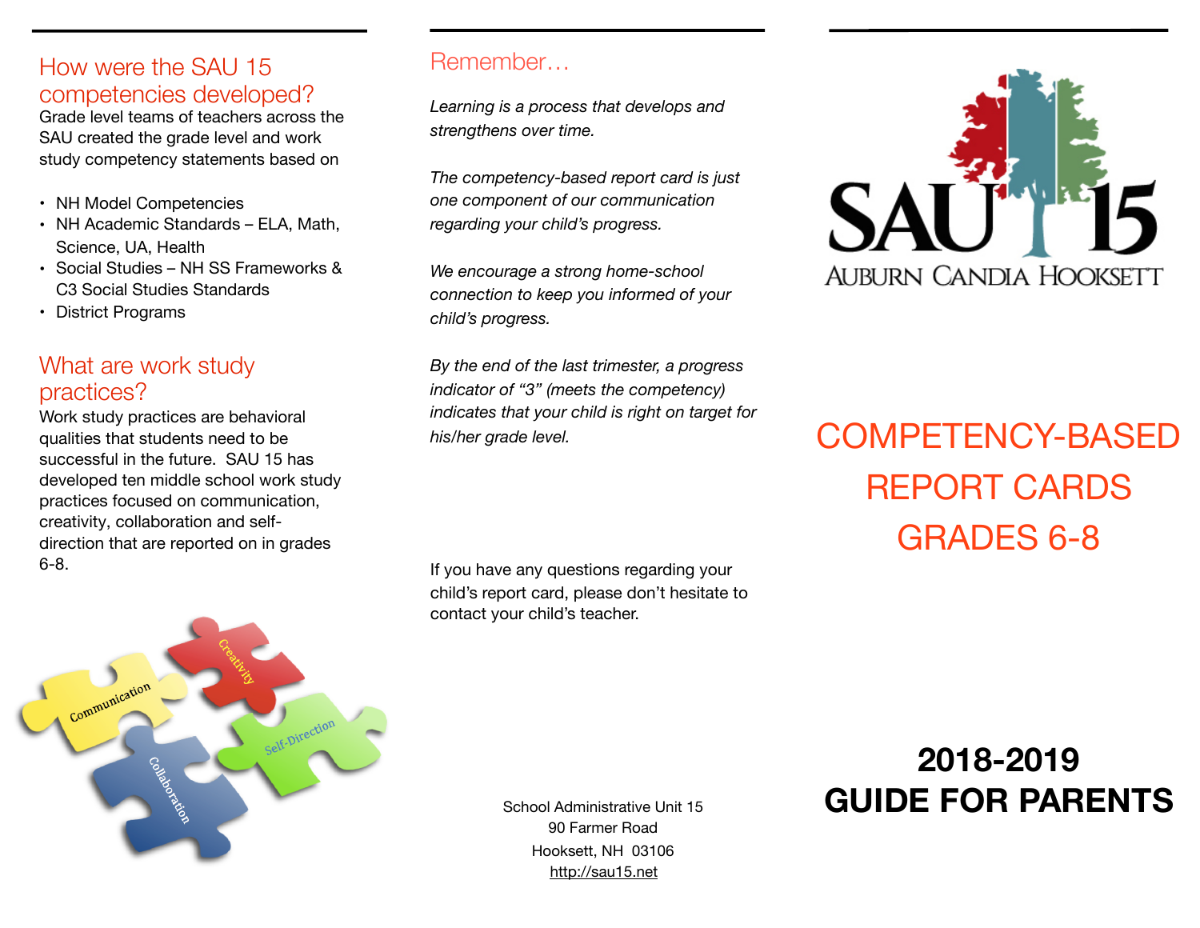## How were the SAU 15 competencies developed?

Grade level teams of teachers across the SAU created the grade level and work study competency statements based on

- NH Model Competencies
- NH Academic Standards – ELA, Math, Science, UA, Health
- Social Studies – NH SS Frameworks & C3 Social Studies Standards
- District Programs

## What are work study practices?

Work study practices are behavioral qualities that students need to be successful in the future. SAU 15 has developed ten middle school work study practices focused on communication, creativity, collaboration and self-direction that are reported on in grades 6-8.

## Remember…

*Learning is a process that develops and strengthens over time.*

*The competency-based report card is just one component of our communication regarding your child's progress.*

*We encourage a strong home-school connection to keep you informed of your child's progress.*

*By the end of the last trimester, a progress indicator of "3" (meets the competency) indicates that your child is right on target for his/her grade level.*

If you have any questions regarding your child's report card, please don't hesitate to contact your child's teacher.

School Administrative Unit 15
90 Farmer Road
Hooksett, NH 03106
http://sau15.net

SAU 15
AUBURN CANDIA HOOKSETT

# COMPETENCY-BASED REPORT CARDS GRADES 6-8

**2018-2019**
**GUIDE FOR PARENTS**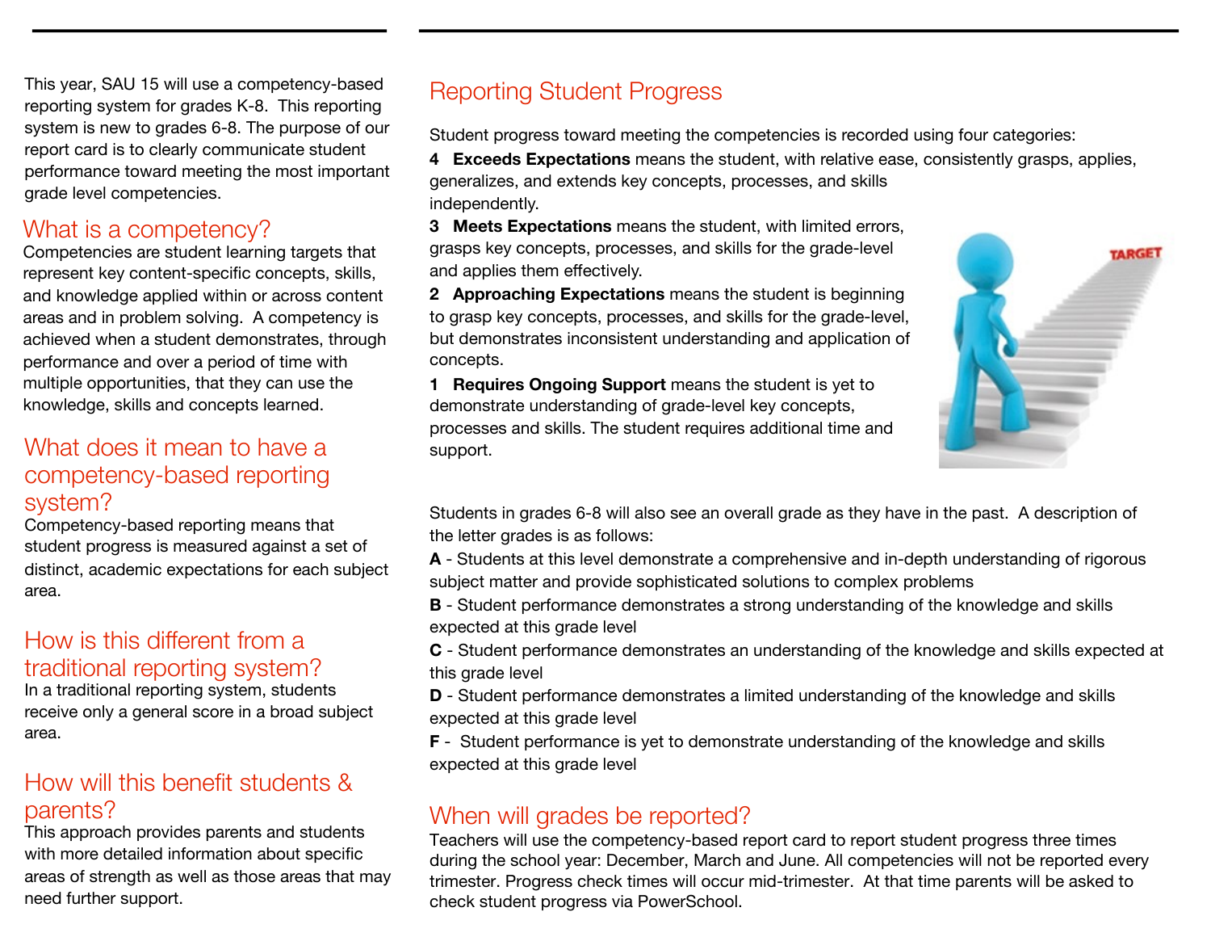This year, SAU 15 will use a competency-based reporting system for grades K-8. This reporting system is new to grades 6-8. The purpose of our report card is to clearly communicate student performance toward meeting the most important grade level competencies.

## What is a competency?

Competencies are student learning targets that represent key content-specific concepts, skills, and knowledge applied within or across content areas and in problem solving. A competency is achieved when a student demonstrates, through performance and over a period of time with multiple opportunities, that they can use the knowledge, skills and concepts learned.

## What does it mean to have a competency-based reporting system?

Competency-based reporting means that student progress is measured against a set of distinct, academic expectations for each subject area.

## How is this different from a traditional reporting system?

In a traditional reporting system, students receive only a general score in a broad subject area.

## How will this benefit students & parents?

This approach provides parents and students with more detailed information about specific areas of strength as well as those areas that may need further support.

## Reporting Student Progress

Student progress toward meeting the competencies is recorded using four categories:

**4 Exceeds Expectations** means the student, with relative ease, consistently grasps, applies, generalizes, and extends key concepts, processes, and skills independently.

**3 Meets Expectations** means the student, with limited errors, grasps key concepts, processes, and skills for the grade-level and applies them effectively.

**2 Approaching Expectations** means the student is beginning to grasp key concepts, processes, and skills for the grade-level, but demonstrates inconsistent understanding and application of concepts.

**1 Requires Ongoing Support** means the student is yet to demonstrate understanding of grade-level key concepts, processes and skills. The student requires additional time and support.

Students in grades 6-8 will also see an overall grade as they have in the past. A description of the letter grades is as follows:

**A** - Students at this level demonstrate a comprehensive and in-depth understanding of rigorous subject matter and provide sophisticated solutions to complex problems

**B** - Student performance demonstrates a strong understanding of the knowledge and skills expected at this grade level

**C** - Student performance demonstrates an understanding of the knowledge and skills expected at this grade level

**D** - Student performance demonstrates a limited understanding of the knowledge and skills expected at this grade level

**F** - Student performance is yet to demonstrate understanding of the knowledge and skills expected at this grade level

## When will grades be reported?

Teachers will use the competency-based report card to report student progress three times during the school year: December, March and June. All competencies will not be reported every trimester. Progress check times will occur mid-trimester. At that time parents will be asked to check student progress via PowerSchool.